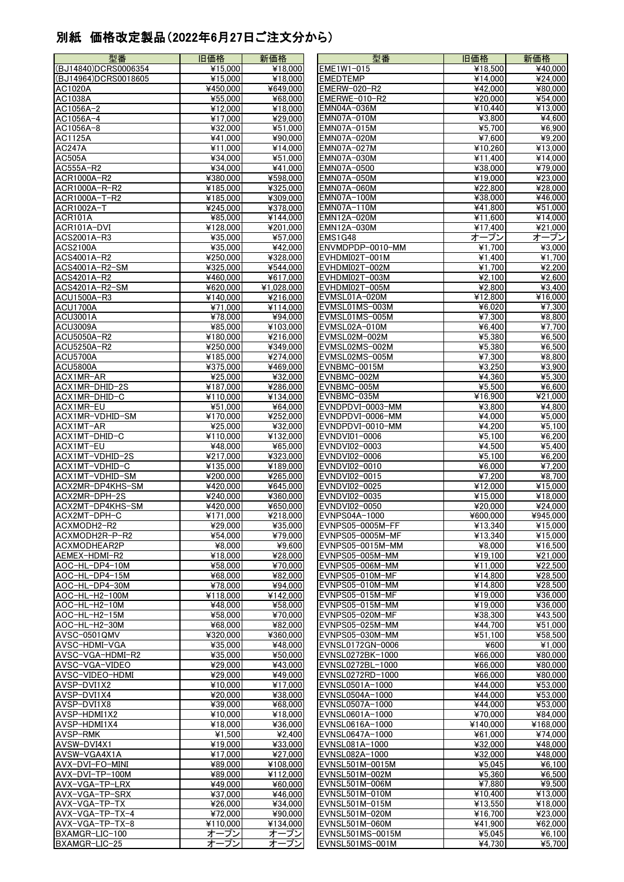# 別紙 価格改定製品（2022年6月27日ご注文分から）

| 型番 | 旧価格 | 新価格 |
|---|---|---|
| (BJ14840)DCRS0006354 | ¥15,000 | ¥18,000 |
| (BJ14964)DCRS0018605 | ¥15,000 | ¥18,000 |
| AC1020A | ¥450,000 | ¥649,000 |
| AC1038A | ¥55,000 | ¥68,000 |
| AC1056A-2 | ¥12,000 | ¥18,000 |
| AC1056A-4 | ¥17,000 | ¥29,000 |
| AC1056A-8 | ¥32,000 | ¥51,000 |
| AC1125A | ¥41,000 | ¥90,000 |
| AC247A | ¥11,000 | ¥14,000 |
| AC505A | ¥34,000 | ¥51,000 |
| AC555A-R2 | ¥34,000 | ¥41,000 |
| ACR1000A-R2 | ¥380,000 | ¥598,000 |
| ACR1000A-R-R2 | ¥185,000 | ¥325,000 |
| ACR1000A-T-R2 | ¥185,000 | ¥309,000 |
| ACR1002A-T | ¥245,000 | ¥378,000 |
| ACR101A | ¥85,000 | ¥144,000 |
| ACR101A-DVI | ¥128,000 | ¥201,000 |
| ACS2001A-R3 | ¥35,000 | ¥57,000 |
| ACS2100A | ¥35,000 | ¥42,000 |
| ACS4001A-R2 | ¥250,000 | ¥328,000 |
| ACS4001A-R2-SM | ¥325,000 | ¥544,000 |
| ACS4201A-R2 | ¥460,000 | ¥617,000 |
| ACS4201A-R2-SM | ¥620,000 | ¥1,028,000 |
| ACU1500A-R3 | ¥140,000 | ¥216,000 |
| ACU1700A | ¥71,000 | ¥114,000 |
| ACU3001A | ¥78,000 | ¥94,000 |
| ACU3009A | ¥85,000 | ¥103,000 |
| ACU5050A-R2 | ¥180,000 | ¥216,000 |
| ACU5250A-R2 | ¥250,000 | ¥349,000 |
| ACU5700A | ¥185,000 | ¥274,000 |
| ACU5800A | ¥375,000 | ¥469,000 |
| ACX1MR-AR | ¥25,000 | ¥32,000 |
| ACX1MR-DHID-2S | ¥187,000 | ¥286,000 |
| ACX1MR-DHID-C | ¥110,000 | ¥134,000 |
| ACX1MR-EU | ¥51,000 | ¥64,000 |
| ACX1MR-VDHID-SM | ¥170,000 | ¥252,000 |
| ACX1MT-AR | ¥25,000 | ¥32,000 |
| ACX1MT-DHID-C | ¥110,000 | ¥132,000 |
| ACX1MT-EU | ¥48,000 | ¥65,000 |
| ACX1MT-VDHID-2S | ¥217,000 | ¥323,000 |
| ACX1MT-VDHID-C | ¥135,000 | ¥189,000 |
| ACX1MT-VDHID-SM | ¥200,000 | ¥265,000 |
| ACX2MR-DP4KHS-SM | ¥420,000 | ¥645,000 |
| ACX2MR-DPH-2S | ¥240,000 | ¥360,000 |
| ACX2MT-DP4KHS-SM | ¥420,000 | ¥650,000 |
| ACX2MT-DPH-C | ¥171,000 | ¥218,000 |
| ACXMODH2-R2 | ¥29,000 | ¥35,000 |
| ACXMODH2R-P-R2 | ¥54,000 | ¥79,000 |
| ACXMODHEAR2P | ¥8,000 | ¥9,600 |
| AEMEX-HDMI-R2 | ¥18,000 | ¥28,000 |
| AOC-HL-DP4-10M | ¥58,000 | ¥70,000 |
| AOC-HL-DP4-15M | ¥68,000 | ¥82,000 |
| AOC-HL-DP4-30M | ¥78,000 | ¥94,000 |
| AOC-HL-H2-100M | ¥118,000 | ¥142,000 |
| AOC-HL-H2-10M | ¥48,000 | ¥58,000 |
| AOC-HL-H2-15M | ¥58,000 | ¥70,000 |
| AOC-HL-H2-30M | ¥68,000 | ¥82,000 |
| AVSC-0501QMV | ¥320,000 | ¥360,000 |
| AVSC-HDMI-VGA | ¥35,000 | ¥48,000 |
| AVSC-VGA-HDMI-R2 | ¥35,000 | ¥50,000 |
| AVSC-VGA-VIDEO | ¥29,000 | ¥43,000 |
| AVSC-VIDEO-HDMI | ¥29,000 | ¥49,000 |
| AVSP-DVI1X2 | ¥10,000 | ¥17,000 |
| AVSP-DVI1X4 | ¥20,000 | ¥38,000 |
| AVSP-DVI1X8 | ¥39,000 | ¥68,000 |
| AVSP-HDMI1X2 | ¥10,000 | ¥18,000 |
| AVSP-HDMI1X4 | ¥18,000 | ¥36,000 |
| AVSP-RMK | ¥1,500 | ¥2,400 |
| AVSW-DVI4X1 | ¥19,000 | ¥33,000 |
| AVSW-VGA4X1A | ¥17,000 | ¥27,000 |
| AVX-DVI-FO-MINI | ¥89,000 | ¥108,000 |
| AVX-DVI-TP-100M | ¥89,000 | ¥112,000 |
| AVX-VGA-TP-LRX | ¥49,000 | ¥60,000 |
| AVX-VGA-TP-SRX | ¥37,000 | ¥46,000 |
| AVX-VGA-TP-TX | ¥26,000 | ¥34,000 |
| AVX-VGA-TP-TX-4 | ¥72,000 | ¥90,000 |
| AVX-VGA-TP-TX-8 | ¥110,000 | ¥134,000 |
| BXAMGR-LIC-100 | オープン | オープン |
| BXAMGR-LIC-25 | オープン | オープン |
| EME1W1-015 | ¥18,500 | ¥40,000 |
| EMEDTEMP | ¥14,000 | ¥24,000 |
| EMERW-020-R2 | ¥42,000 | ¥80,000 |
| EMERWE-010-R2 | ¥20,000 | ¥54,000 |
| EMN04A-036M | ¥10,440 | ¥13,000 |
| EMN07A-010M | ¥3,800 | ¥4,600 |
| EMN07A-015M | ¥5,700 | ¥6,900 |
| EMN07A-020M | ¥7,600 | ¥9,200 |
| EMN07A-027M | ¥10,260 | ¥13,000 |
| EMN07A-030M | ¥11,400 | ¥14,000 |
| EMN07A-0500 | ¥38,000 | ¥79,000 |
| EMN07A-050M | ¥19,000 | ¥23,000 |
| EMN07A-060M | ¥22,800 | ¥28,000 |
| EMN07A-100M | ¥38,000 | ¥46,000 |
| EMN07A-110M | ¥41,800 | ¥51,000 |
| EMN12A-020M | ¥11,600 | ¥14,000 |
| EMN12A-030M | ¥17,400 | ¥21,000 |
| EMS1G48 | オープン | オープン |
| ENVMDPDP-0010-MM | ¥1,700 | ¥3,000 |
| EVHDMI02T-001M | ¥1,400 | ¥1,700 |
| EVHDMI02T-002M | ¥1,700 | ¥2,200 |
| EVHDMI02T-003M | ¥2,100 | ¥2,600 |
| EVHDMI02T-005M | ¥2,800 | ¥3,400 |
| EVMSL01A-020M | ¥12,800 | ¥16,000 |
| EVMSL01MS-003M | ¥6,020 | ¥7,300 |
| EVMSL01MS-005M | ¥7,300 | ¥8,800 |
| EVMSL02A-010M | ¥6,400 | ¥7,700 |
| EVMSL02M-002M | ¥5,380 | ¥6,500 |
| EVMSL02MS-002M | ¥5,380 | ¥6,500 |
| EVMSL02MS-005M | ¥7,300 | ¥8,800 |
| EVNBMC-0015M | ¥3,250 | ¥3,900 |
| EVNBMC-002M | ¥4,360 | ¥5,300 |
| EVNBMC-005M | ¥5,500 | ¥6,600 |
| EVNBMC-035M | ¥16,900 | ¥21,000 |
| EVNDPDVI-0003-MM | ¥3,800 | ¥4,800 |
| EVNDPDVI-0006-MM | ¥4,000 | ¥5,000 |
| EVNDPDVI-0010-MM | ¥4,200 | ¥5,100 |
| EVNDVI01-0006 | ¥5,100 | ¥6,200 |
| EVNDVI02-0003 | ¥4,500 | ¥5,400 |
| EVNDVI02-0006 | ¥5,100 | ¥6,200 |
| EVNDVI02-0010 | ¥6,000 | ¥7,200 |
| EVNDVI02-0015 | ¥7,200 | ¥8,700 |
| EVNDVI02-0025 | ¥12,000 | ¥15,000 |
| EVNDVI02-0035 | ¥15,000 | ¥18,000 |
| EVNDVI02-0050 | ¥20,000 | ¥24,000 |
| EVNPS04A-1000 | ¥600,000 | ¥945,000 |
| EVNPS05-0005M-FF | ¥13,340 | ¥15,000 |
| EVNPS05-0005M-MF | ¥13,340 | ¥15,000 |
| EVNPS05-0015M-MM | ¥8,000 | ¥16,500 |
| EVNPS05-005M-MM | ¥19,100 | ¥21,000 |
| EVNPS05-006M-MM | ¥11,000 | ¥22,500 |
| EVNPS05-010M-MF | ¥14,800 | ¥28,500 |
| EVNPS05-010M-MM | ¥14,800 | ¥28,500 |
| EVNPS05-015M-MF | ¥19,000 | ¥36,000 |
| EVNPS05-015M-MM | ¥19,000 | ¥36,000 |
| EVNPS05-020M-MF | ¥38,300 | ¥43,500 |
| EVNPS05-025M-MM | ¥44,700 | ¥51,000 |
| EVNPS05-030M-MM | ¥51,100 | ¥58,500 |
| EVNSL0172GN-0006 | ¥600 | ¥1,000 |
| EVNSL0272BK-1000 | ¥66,000 | ¥80,000 |
| EVNSL0272BL-1000 | ¥66,000 | ¥80,000 |
| EVNSL0272RD-1000 | ¥66,000 | ¥80,000 |
| EVNSL0501A-1000 | ¥44,000 | ¥53,000 |
| EVNSL0504A-1000 | ¥44,000 | ¥53,000 |
| EVNSL0507A-1000 | ¥44,000 | ¥53,000 |
| EVNSL0601A-1000 | ¥70,000 | ¥84,000 |
| EVNSL0616A-1000 | ¥140,000 | ¥168,000 |
| EVNSL0647A-1000 | ¥61,000 | ¥74,000 |
| EVNSL081A-1000 | ¥32,000 | ¥48,000 |
| EVNSL082A-1000 | ¥32,000 | ¥48,000 |
| EVNSL501M-0015M | ¥5,045 | ¥6,100 |
| EVNSL501M-002M | ¥5,360 | ¥6,500 |
| EVNSL501M-006M | ¥7,880 | ¥9,500 |
| EVNSL501M-010M | ¥10,400 | ¥13,000 |
| EVNSL501M-015M | ¥13,550 | ¥18,000 |
| EVNSL501M-020M | ¥16,700 | ¥23,000 |
| EVNSL501M-060M | ¥41,900 | ¥62,000 |
| EVNSL501MS-0015M | ¥5,045 | ¥6,100 |
| EVNSL501MS-001M | ¥4,730 | ¥5,700 |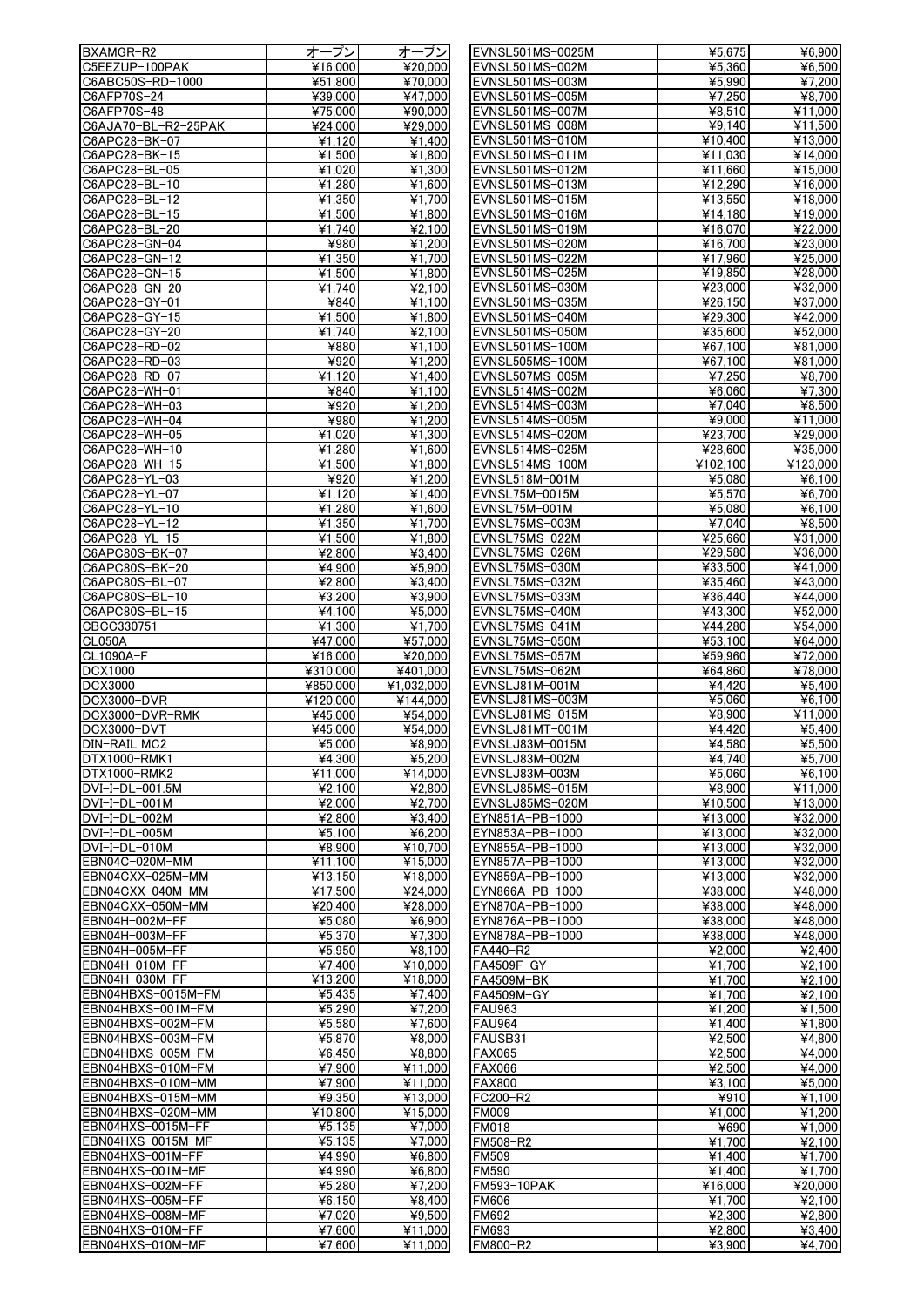| | | |
|---|---|---|
| BXAMGR-R2 | オープン | オープン |
| C5EEZUP-100PAK | ¥16,000 | ¥20,000 |
| C6ABC50S-RD-1000 | ¥51,800 | ¥70,000 |
| C6AFP70S-24 | ¥39,000 | ¥47,000 |
| C6AFP70S-48 | ¥75,000 | ¥90,000 |
| C6AJA70-BL-R2-25PAK | ¥24,000 | ¥29,000 |
| C6APC28-BK-07 | ¥1,120 | ¥1,400 |
| C6APC28-BK-15 | ¥1,500 | ¥1,800 |
| C6APC28-BL-05 | ¥1,020 | ¥1,300 |
| C6APC28-BL-10 | ¥1,280 | ¥1,600 |
| C6APC28-BL-12 | ¥1,350 | ¥1,700 |
| C6APC28-BL-15 | ¥1,500 | ¥1,800 |
| C6APC28-BL-20 | ¥1,740 | ¥2,100 |
| C6APC28-GN-04 | ¥980 | ¥1,200 |
| C6APC28-GN-12 | ¥1,350 | ¥1,700 |
| C6APC28-GN-15 | ¥1,500 | ¥1,800 |
| C6APC28-GN-20 | ¥1,740 | ¥2,100 |
| C6APC28-GY-01 | ¥840 | ¥1,100 |
| C6APC28-GY-15 | ¥1,500 | ¥1,800 |
| C6APC28-GY-20 | ¥1,740 | ¥2,100 |
| C6APC28-RD-02 | ¥880 | ¥1,100 |
| C6APC28-RD-03 | ¥920 | ¥1,200 |
| C6APC28-RD-07 | ¥1,120 | ¥1,400 |
| C6APC28-WH-01 | ¥840 | ¥1,100 |
| C6APC28-WH-03 | ¥920 | ¥1,200 |
| C6APC28-WH-04 | ¥980 | ¥1,200 |
| C6APC28-WH-05 | ¥1,020 | ¥1,300 |
| C6APC28-WH-10 | ¥1,280 | ¥1,600 |
| C6APC28-WH-15 | ¥1,500 | ¥1,800 |
| C6APC28-YL-03 | ¥920 | ¥1,200 |
| C6APC28-YL-07 | ¥1,120 | ¥1,400 |
| C6APC28-YL-10 | ¥1,280 | ¥1,600 |
| C6APC28-YL-12 | ¥1,350 | ¥1,700 |
| C6APC28-YL-15 | ¥1,500 | ¥1,800 |
| C6APC80S-BK-07 | ¥2,800 | ¥3,400 |
| C6APC80S-BK-20 | ¥4,900 | ¥5,900 |
| C6APC80S-BL-07 | ¥2,800 | ¥3,400 |
| C6APC80S-BL-10 | ¥3,200 | ¥3,900 |
| C6APC80S-BL-15 | ¥4,100 | ¥5,000 |
| CBCC330751 | ¥1,300 | ¥1,700 |
| CL050A | ¥47,000 | ¥57,000 |
| CL1090A-F | ¥16,000 | ¥20,000 |
| DCX1000 | ¥310,000 | ¥401,000 |
| DCX3000 | ¥850,000 | ¥1,032,000 |
| DCX3000-DVR | ¥120,000 | ¥144,000 |
| DCX3000-DVR-RMK | ¥45,000 | ¥54,000 |
| DCX3000-DVT | ¥45,000 | ¥54,000 |
| DIN-RAIL MC2 | ¥5,000 | ¥8,900 |
| DTX1000-RMK1 | ¥4,300 | ¥5,200 |
| DTX1000-RMK2 | ¥11,000 | ¥14,000 |
| DVI-I-DL-001.5M | ¥2,100 | ¥2,800 |
| DVI-I-DL-001M | ¥2,000 | ¥2,700 |
| DVI-I-DL-002M | ¥2,800 | ¥3,400 |
| DVI-I-DL-005M | ¥5,100 | ¥6,200 |
| DVI-I-DL-010M | ¥8,900 | ¥10,700 |
| EBN04C-020M-MM | ¥11,100 | ¥15,000 |
| EBN04CXX-025M-MM | ¥13,150 | ¥18,000 |
| EBN04CXX-040M-MM | ¥17,500 | ¥24,000 |
| EBN04CXX-050M-MM | ¥20,400 | ¥28,000 |
| EBN04H-002M-FF | ¥5,080 | ¥6,900 |
| EBN04H-003M-FF | ¥5,370 | ¥7,300 |
| EBN04H-005M-FF | ¥5,950 | ¥8,100 |
| EBN04H-010M-FF | ¥7,400 | ¥10,000 |
| EBN04H-030M-FF | ¥13,200 | ¥18,000 |
| EBN04HBXS-0015M-FM | ¥5,435 | ¥7,400 |
| EBN04HBXS-001M-FM | ¥5,290 | ¥7,200 |
| EBN04HBXS-002M-FM | ¥5,580 | ¥7,600 |
| EBN04HBXS-003M-FM | ¥5,870 | ¥8,000 |
| EBN04HBXS-005M-FM | ¥6,450 | ¥8,800 |
| EBN04HBXS-010M-FM | ¥7,900 | ¥11,000 |
| EBN04HBXS-010M-MM | ¥7,900 | ¥11,000 |
| EBN04HBXS-015M-MM | ¥9,350 | ¥13,000 |
| EBN04HBXS-020M-MM | ¥10,800 | ¥15,000 |
| EBN04HXS-0015M-FF | ¥5,135 | ¥7,000 |
| EBN04HXS-0015M-MF | ¥5,135 | ¥7,000 |
| EBN04HXS-001M-FF | ¥4,990 | ¥6,800 |
| EBN04HXS-001M-MF | ¥4,990 | ¥6,800 |
| EBN04HXS-002M-FF | ¥5,280 | ¥7,200 |
| EBN04HXS-005M-FF | ¥6,150 | ¥8,400 |
| EBN04HXS-008M-MF | ¥7,020 | ¥9,500 |
| EBN04HXS-010M-FF | ¥7,600 | ¥11,000 |
| EBN04HXS-010M-MF | ¥7,600 | ¥11,000 |
| EVNSL501MS-0025M | ¥5,675 | ¥6,900 |
| EVNSL501MS-002M | ¥5,360 | ¥6,500 |
| EVNSL501MS-003M | ¥5,990 | ¥7,200 |
| EVNSL501MS-005M | ¥7,250 | ¥8,700 |
| EVNSL501MS-007M | ¥8,510 | ¥11,000 |
| EVNSL501MS-008M | ¥9,140 | ¥11,500 |
| EVNSL501MS-010M | ¥10,400 | ¥13,000 |
| EVNSL501MS-011M | ¥11,030 | ¥14,000 |
| EVNSL501MS-012M | ¥11,660 | ¥15,000 |
| EVNSL501MS-013M | ¥12,290 | ¥16,000 |
| EVNSL501MS-015M | ¥13,550 | ¥18,000 |
| EVNSL501MS-016M | ¥14,180 | ¥19,000 |
| EVNSL501MS-019M | ¥16,070 | ¥22,000 |
| EVNSL501MS-020M | ¥16,700 | ¥23,000 |
| EVNSL501MS-022M | ¥17,960 | ¥25,000 |
| EVNSL501MS-025M | ¥19,850 | ¥28,000 |
| EVNSL501MS-030M | ¥23,000 | ¥32,000 |
| EVNSL501MS-035M | ¥26,150 | ¥37,000 |
| EVNSL501MS-040M | ¥29,300 | ¥42,000 |
| EVNSL501MS-050M | ¥35,600 | ¥52,000 |
| EVNSL501MS-100M | ¥67,100 | ¥81,000 |
| EVNSL505MS-100M | ¥67,100 | ¥81,000 |
| EVNSL507MS-005M | ¥7,250 | ¥8,700 |
| EVNSL514MS-002M | ¥6,060 | ¥7,300 |
| EVNSL514MS-003M | ¥7,040 | ¥8,500 |
| EVNSL514MS-005M | ¥9,000 | ¥11,000 |
| EVNSL514MS-020M | ¥23,700 | ¥29,000 |
| EVNSL514MS-025M | ¥28,600 | ¥35,000 |
| EVNSL514MS-100M | ¥102,100 | ¥123,000 |
| EVNSL518M-001M | ¥5,080 | ¥6,100 |
| EVNSL75M-0015M | ¥5,570 | ¥6,700 |
| EVNSL75M-001M | ¥5,080 | ¥6,100 |
| EVNSL75MS-003M | ¥7,040 | ¥8,500 |
| EVNSL75MS-022M | ¥25,660 | ¥31,000 |
| EVNSL75MS-026M | ¥29,580 | ¥36,000 |
| EVNSL75MS-030M | ¥33,500 | ¥41,000 |
| EVNSL75MS-032M | ¥35,460 | ¥43,000 |
| EVNSL75MS-033M | ¥36,440 | ¥44,000 |
| EVNSL75MS-040M | ¥43,300 | ¥52,000 |
| EVNSL75MS-041M | ¥44,280 | ¥54,000 |
| EVNSL75MS-050M | ¥53,100 | ¥64,000 |
| EVNSL75MS-057M | ¥59,960 | ¥72,000 |
| EVNSL75MS-062M | ¥64,860 | ¥78,000 |
| EVNSLJ81M-001M | ¥4,420 | ¥5,400 |
| EVNSLJ81MS-003M | ¥5,060 | ¥6,100 |
| EVNSLJ81MS-015M | ¥8,900 | ¥11,000 |
| EVNSLJ81MT-001M | ¥4,420 | ¥5,400 |
| EVNSLJ83M-0015M | ¥4,580 | ¥5,500 |
| EVNSLJ83M-002M | ¥4,740 | ¥5,700 |
| EVNSLJ83M-003M | ¥5,060 | ¥6,100 |
| EVNSLJ85MS-015M | ¥8,900 | ¥11,000 |
| EVNSLJ85MS-020M | ¥10,500 | ¥13,000 |
| EYN851A-PB-1000 | ¥13,000 | ¥32,000 |
| EYN853A-PB-1000 | ¥13,000 | ¥32,000 |
| EYN855A-PB-1000 | ¥13,000 | ¥32,000 |
| EYN857A-PB-1000 | ¥13,000 | ¥32,000 |
| EYN859A-PB-1000 | ¥13,000 | ¥32,000 |
| EYN866A-PB-1000 | ¥38,000 | ¥48,000 |
| EYN870A-PB-1000 | ¥38,000 | ¥48,000 |
| EYN876A-PB-1000 | ¥38,000 | ¥48,000 |
| EYN878A-PB-1000 | ¥38,000 | ¥48,000 |
| FA440-R2 | ¥2,000 | ¥2,400 |
| FA4509F-GY | ¥1,700 | ¥2,100 |
| FA4509M-BK | ¥1,700 | ¥2,100 |
| FA4509M-GY | ¥1,700 | ¥2,100 |
| FAU963 | ¥1,200 | ¥1,500 |
| FAU964 | ¥1,400 | ¥1,800 |
| FAUSB31 | ¥2,500 | ¥4,800 |
| FAX065 | ¥2,500 | ¥4,000 |
| FAX066 | ¥2,500 | ¥4,000 |
| FAX800 | ¥3,100 | ¥5,000 |
| FC200-R2 | ¥910 | ¥1,100 |
| FM009 | ¥1,000 | ¥1,200 |
| FM018 | ¥690 | ¥1,000 |
| FM508-R2 | ¥1,700 | ¥2,100 |
| FM509 | ¥1,400 | ¥1,700 |
| FM590 | ¥1,400 | ¥1,700 |
| FM593-10PAK | ¥16,000 | ¥20,000 |
| FM606 | ¥1,700 | ¥2,100 |
| FM692 | ¥2,300 | ¥2,800 |
| FM693 | ¥2,800 | ¥3,400 |
| FM800-R2 | ¥3,900 | ¥4,700 |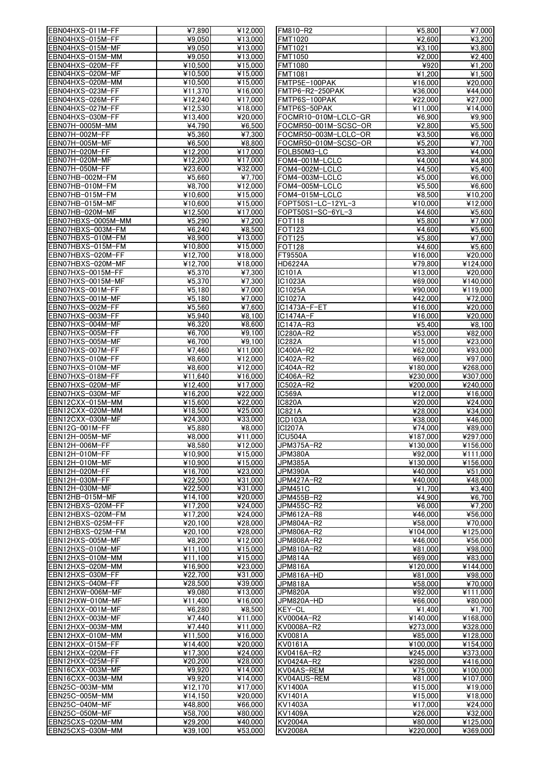| | | |
|---|---|---|
| EBN04HXS-011M-FF | ¥7,890 | ¥12,000 |
| EBN04HXS-015M-FF | ¥9,050 | ¥13,000 |
| EBN04HXS-015M-MF | ¥9,050 | ¥13,000 |
| EBN04HXS-015M-MM | ¥9,050 | ¥13,000 |
| EBN04HXS-020M-FF | ¥10,500 | ¥15,000 |
| EBN04HXS-020M-MF | ¥10,500 | ¥15,000 |
| EBN04HXS-020M-MM | ¥10,500 | ¥15,000 |
| EBN04HXS-023M-FF | ¥11,370 | ¥16,000 |
| EBN04HXS-026M-FF | ¥12,240 | ¥17,000 |
| EBN04HXS-027M-FF | ¥12,530 | ¥18,000 |
| EBN04HXS-030M-FF | ¥13,400 | ¥20,000 |
| EBN07H-0005M-MM | ¥4,790 | ¥6,500 |
| EBN07H-002M-FF | ¥5,360 | ¥7,300 |
| EBN07H-005M-MF | ¥6,500 | ¥8,800 |
| EBN07H-020M-FF | ¥12,200 | ¥17,000 |
| EBN07H-020M-MF | ¥12,200 | ¥17,000 |
| EBN07H-050M-FF | ¥23,600 | ¥32,000 |
| EBN07HB-002M-FM | ¥5,660 | ¥7,700 |
| EBN07HB-010M-FM | ¥8,700 | ¥12,000 |
| EBN07HB-015M-FM | ¥10,600 | ¥15,000 |
| EBN07HB-015M-MF | ¥10,600 | ¥15,000 |
| EBN07HB-020M-MF | ¥12,500 | ¥17,000 |
| EBN07HBXS-0005M-MM | ¥5,290 | ¥7,200 |
| EBN07HBXS-003M-FM | ¥6,240 | ¥8,500 |
| EBN07HBXS-010M-FM | ¥8,900 | ¥13,000 |
| EBN07HBXS-015M-FM | ¥10,800 | ¥15,000 |
| EBN07HBXS-020M-FF | ¥12,700 | ¥18,000 |
| EBN07HBXS-020M-MF | ¥12,700 | ¥18,000 |
| EBN07HXS-0015M-FF | ¥5,370 | ¥7,300 |
| EBN07HXS-0015M-MF | ¥5,370 | ¥7,300 |
| EBN07HXS-001M-FF | ¥5,180 | ¥7,000 |
| EBN07HXS-001M-MF | ¥5,180 | ¥7,000 |
| EBN07HXS-002M-FF | ¥5,560 | ¥7,600 |
| EBN07HXS-003M-FF | ¥5,940 | ¥8,100 |
| EBN07HXS-004M-MF | ¥6,320 | ¥8,600 |
| EBN07HXS-005M-FF | ¥6,700 | ¥9,100 |
| EBN07HXS-005M-MF | ¥6,700 | ¥9,100 |
| EBN07HXS-007M-FF | ¥7,460 | ¥11,000 |
| EBN07HXS-010M-FF | ¥8,600 | ¥12,000 |
| EBN07HXS-010M-MF | ¥8,600 | ¥12,000 |
| EBN07HXS-018M-FF | ¥11,640 | ¥16,000 |
| EBN07HXS-020M-MF | ¥12,400 | ¥17,000 |
| EBN07HXS-030M-MF | ¥16,200 | ¥22,000 |
| EBN12CXX-015M-MM | ¥15,600 | ¥22,000 |
| EBN12CXX-020M-MM | ¥18,500 | ¥25,000 |
| EBN12CXX-030M-MF | ¥24,300 | ¥33,000 |
| EBN12G-001M-FF | ¥5,880 | ¥8,000 |
| EBN12H-005M-MF | ¥8,000 | ¥11,000 |
| EBN12H-006M-FF | ¥8,580 | ¥12,000 |
| EBN12H-010M-FF | ¥10,900 | ¥15,000 |
| EBN12H-010M-MF | ¥10,900 | ¥15,000 |
| EBN12H-020M-FF | ¥16,700 | ¥23,000 |
| EBN12H-030M-FF | ¥22,500 | ¥31,000 |
| EBN12H-030M-MF | ¥22,500 | ¥31,000 |
| EBN12HB-015M-MF | ¥14,100 | ¥20,000 |
| EBN12HBXS-020M-FF | ¥17,200 | ¥24,000 |
| EBN12HBXS-020M-FM | ¥17,200 | ¥24,000 |
| EBN12HBXS-025M-FF | ¥20,100 | ¥28,000 |
| EBN12HBXS-025M-FM | ¥20,100 | ¥28,000 |
| EBN12HXS-005M-MF | ¥8,200 | ¥12,000 |
| EBN12HXS-010M-MF | ¥11,100 | ¥15,000 |
| EBN12HXS-010M-MM | ¥11,100 | ¥15,000 |
| EBN12HXS-020M-MM | ¥16,900 | ¥23,000 |
| EBN12HXS-030M-FF | ¥22,700 | ¥31,000 |
| EBN12HXS-040M-FF | ¥28,500 | ¥39,000 |
| EBN12HXW-006M-MF | ¥9,080 | ¥13,000 |
| EBN12HXW-010M-MF | ¥11,400 | ¥16,000 |
| EBN12HXX-001M-MF | ¥6,280 | ¥8,500 |
| EBN12HXX-003M-MF | ¥7,440 | ¥11,000 |
| EBN12HXX-003M-MM | ¥7,440 | ¥11,000 |
| EBN12HXX-010M-MM | ¥11,500 | ¥16,000 |
| EBN12HXX-015M-FF | ¥14,400 | ¥20,000 |
| EBN12HXX-020M-FF | ¥17,300 | ¥24,000 |
| EBN12HXX-025M-FF | ¥20,200 | ¥28,000 |
| EBN16CXX-003M-MF | ¥9,920 | ¥14,000 |
| EBN16CXX-003M-MM | ¥9,920 | ¥14,000 |
| EBN25C-003M-MM | ¥12,170 | ¥17,000 |
| EBN25C-005M-MM | ¥14,150 | ¥20,000 |
| EBN25C-040M-MF | ¥48,800 | ¥66,000 |
| EBN25C-050M-MF | ¥58,700 | ¥80,000 |
| EBN25CXS-020M-MM | ¥29,200 | ¥40,000 |
| EBN25CXS-030M-MM | ¥39,100 | ¥53,000 |
| FM810-R2 | ¥5,800 | ¥7,000 |
| FMT1020 | ¥2,600 | ¥3,200 |
| FMT1021 | ¥3,100 | ¥3,800 |
| FMT1050 | ¥2,000 | ¥2,400 |
| FMT1080 | ¥920 | ¥1,200 |
| FMT1081 | ¥1,200 | ¥1,500 |
| FMTP5E-100PAK | ¥16,000 | ¥20,000 |
| FMTP6-R2-250PAK | ¥36,000 | ¥44,000 |
| FMTP6S-100PAK | ¥22,000 | ¥27,000 |
| FMTP6S-50PAK | ¥11,000 | ¥14,000 |
| FOCMR10-010M-LCLC-GR | ¥6,900 | ¥9,900 |
| FOCMR50-001M-SCSC-OR | ¥2,800 | ¥5,500 |
| FOCMR50-003M-LCLC-OR | ¥3,500 | ¥6,000 |
| FOCMR50-010M-SCSC-OR | ¥5,200 | ¥7,700 |
| FOLB50M3-LC | ¥3,300 | ¥4,000 |
| FOM4-001M-LCLC | ¥4,000 | ¥4,800 |
| FOM4-002M-LCLC | ¥4,500 | ¥5,400 |
| FOM4-003M-LCLC | ¥5,000 | ¥6,000 |
| FOM4-005M-LCLC | ¥5,500 | ¥6,600 |
| FOM4-015M-LCLC | ¥8,500 | ¥10,200 |
| FOPT50S1-LC-12YL-3 | ¥10,000 | ¥12,000 |
| FOPT50S1-SC-6YL-3 | ¥4,600 | ¥5,600 |
| FOT118 | ¥5,800 | ¥7,000 |
| FOT123 | ¥4,600 | ¥5,600 |
| FOT125 | ¥5,800 | ¥7,000 |
| FOT128 | ¥4,600 | ¥5,600 |
| FT9550A | ¥16,000 | ¥20,000 |
| HD6224A | ¥79,800 | ¥124,000 |
| IC101A | ¥13,000 | ¥20,000 |
| IC1023A | ¥69,000 | ¥140,000 |
| IC1025A | ¥90,000 | ¥119,000 |
| IC1027A | ¥42,000 | ¥72,000 |
| IC1473A-F-ET | ¥16,000 | ¥20,000 |
| IC1474A-F | ¥16,000 | ¥20,000 |
| IC147A-R3 | ¥5,400 | ¥8,100 |
| IC280A-R2 | ¥53,000 | ¥82,000 |
| IC282A | ¥15,000 | ¥23,000 |
| IC400A-R2 | ¥62,000 | ¥93,000 |
| IC402A-R2 | ¥69,000 | ¥97,000 |
| IC404A-R2 | ¥180,000 | ¥268,000 |
| IC406A-R2 | ¥230,000 | ¥307,000 |
| IC502A-R2 | ¥200,000 | ¥240,000 |
| IC569A | ¥12,000 | ¥16,000 |
| IC820A | ¥20,000 | ¥24,000 |
| IC821A | ¥28,000 | ¥34,000 |
| ICD103A | ¥38,000 | ¥46,000 |
| ICI207A | ¥74,000 | ¥89,000 |
| ICU504A | ¥187,000 | ¥297,000 |
| JPM375A-R2 | ¥130,000 | ¥156,000 |
| JPM380A | ¥92,000 | ¥111,000 |
| JPM385A | ¥130,000 | ¥156,000 |
| JPM390A | ¥40,000 | ¥51,000 |
| JPM427A-R2 | ¥40,000 | ¥48,000 |
| JPM451C | ¥1,700 | ¥3,400 |
| JPM455B-R2 | ¥4,900 | ¥6,700 |
| JPM455C-R2 | ¥6,000 | ¥7,200 |
| JPM612A-R8 | ¥46,000 | ¥56,000 |
| JPM804A-R2 | ¥58,000 | ¥70,000 |
| JPM806A-R2 | ¥104,000 | ¥125,000 |
| JPM808A-R2 | ¥46,000 | ¥56,000 |
| JPM810A-R2 | ¥81,000 | ¥98,000 |
| JPM814A | ¥69,000 | ¥83,000 |
| JPM816A | ¥120,000 | ¥144,000 |
| JPM816A-HD | ¥81,000 | ¥98,000 |
| JPM818A | ¥58,000 | ¥70,000 |
| JPM820A | ¥92,000 | ¥111,000 |
| JPM820A-HD | ¥66,000 | ¥80,000 |
| KEY-CL | ¥1,400 | ¥1,700 |
| KV0004A-R2 | ¥140,000 | ¥168,000 |
| KV0008A-R2 | ¥273,000 | ¥328,000 |
| KV0081A | ¥85,000 | ¥128,000 |
| KV0161A | ¥100,000 | ¥154,000 |
| KV0416A-R2 | ¥245,000 | ¥373,000 |
| KV0424A-R2 | ¥280,000 | ¥416,000 |
| KV04AS-REM | ¥75,000 | ¥100,000 |
| KV04AUS-REM | ¥81,000 | ¥107,000 |
| KV1400A | ¥15,000 | ¥19,000 |
| KV1401A | ¥15,000 | ¥18,000 |
| KV1403A | ¥17,000 | ¥24,000 |
| KV1409A | ¥26,000 | ¥32,000 |
| KV2004A | ¥80,000 | ¥125,000 |
| KV2008A | ¥220,000 | ¥369,000 |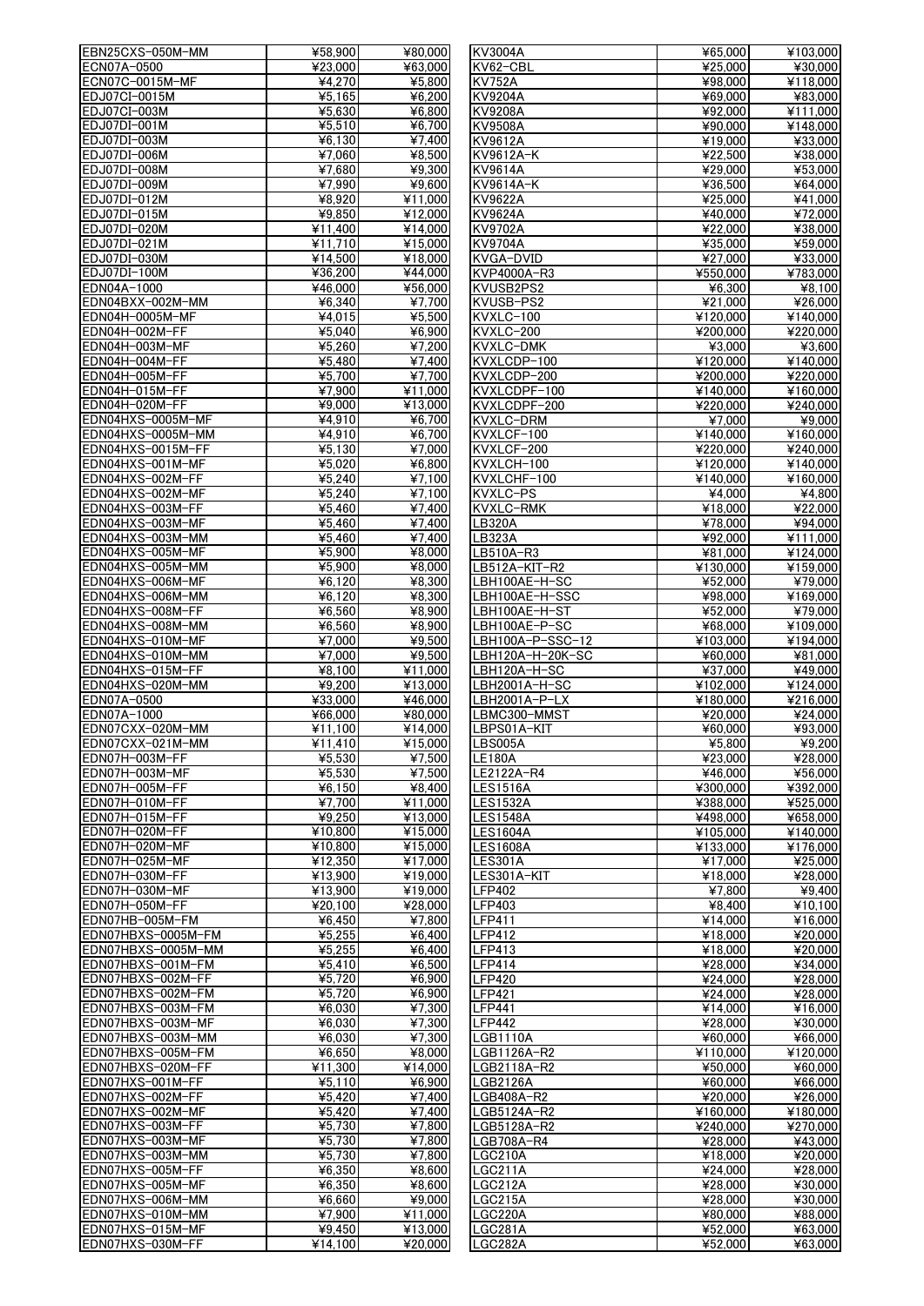| | | |
|---|---|---|
| EBN25CXS-050M-MM | ¥58,900 | ¥80,000 |
| ECN07A-0500 | ¥23,000 | ¥63,000 |
| ECN07C-0015M-MF | ¥4,270 | ¥5,800 |
| EDJ07CI-0015M | ¥5,165 | ¥6,200 |
| EDJ07CI-003M | ¥5,630 | ¥6,800 |
| EDJ07DI-001M | ¥5,510 | ¥6,700 |
| EDJ07DI-003M | ¥6,130 | ¥7,400 |
| EDJ07DI-006M | ¥7,060 | ¥8,500 |
| EDJ07DI-008M | ¥7,680 | ¥9,300 |
| EDJ07DI-009M | ¥7,990 | ¥9,600 |
| EDJ07DI-012M | ¥8,920 | ¥11,000 |
| EDJ07DI-015M | ¥9,850 | ¥12,000 |
| EDJ07DI-020M | ¥11,400 | ¥14,000 |
| EDJ07DI-021M | ¥11,710 | ¥15,000 |
| EDJ07DI-030M | ¥14,500 | ¥18,000 |
| EDJ07DI-100M | ¥36,200 | ¥44,000 |
| EDN04A-1000 | ¥46,000 | ¥56,000 |
| EDN04BXX-002M-MM | ¥6,340 | ¥7,700 |
| EDN04H-0005M-MF | ¥4,015 | ¥5,500 |
| EDN04H-002M-FF | ¥5,040 | ¥6,900 |
| EDN04H-003M-MF | ¥5,260 | ¥7,200 |
| EDN04H-004M-FF | ¥5,480 | ¥7,400 |
| EDN04H-005M-FF | ¥5,700 | ¥7,700 |
| EDN04H-015M-FF | ¥7,900 | ¥11,000 |
| EDN04H-020M-FF | ¥9,000 | ¥13,000 |
| EDN04HXS-0005M-MF | ¥4,910 | ¥6,700 |
| EDN04HXS-0005M-MM | ¥4,910 | ¥6,700 |
| EDN04HXS-0015M-FF | ¥5,130 | ¥7,000 |
| EDN04HXS-001M-MF | ¥5,020 | ¥6,800 |
| EDN04HXS-002M-FF | ¥5,240 | ¥7,100 |
| EDN04HXS-002M-MF | ¥5,240 | ¥7,100 |
| EDN04HXS-003M-FF | ¥5,460 | ¥7,400 |
| EDN04HXS-003M-MF | ¥5,460 | ¥7,400 |
| EDN04HXS-003M-MM | ¥5,460 | ¥7,400 |
| EDN04HXS-005M-MF | ¥5,900 | ¥8,000 |
| EDN04HXS-005M-MM | ¥5,900 | ¥8,000 |
| EDN04HXS-006M-MF | ¥6,120 | ¥8,300 |
| EDN04HXS-006M-MM | ¥6,120 | ¥8,300 |
| EDN04HXS-008M-FF | ¥6,560 | ¥8,900 |
| EDN04HXS-008M-MM | ¥6,560 | ¥8,900 |
| EDN04HXS-010M-MF | ¥7,000 | ¥9,500 |
| EDN04HXS-010M-MM | ¥7,000 | ¥9,500 |
| EDN04HXS-015M-FF | ¥8,100 | ¥11,000 |
| EDN04HXS-020M-MM | ¥9,200 | ¥13,000 |
| EDN07A-0500 | ¥33,000 | ¥46,000 |
| EDN07A-1000 | ¥66,000 | ¥80,000 |
| EDN07CXX-020M-MM | ¥11,100 | ¥14,000 |
| EDN07CXX-021M-MM | ¥11,410 | ¥15,000 |
| EDN07H-003M-FF | ¥5,530 | ¥7,500 |
| EDN07H-003M-MF | ¥5,530 | ¥7,500 |
| EDN07H-005M-FF | ¥6,150 | ¥8,400 |
| EDN07H-010M-FF | ¥7,700 | ¥11,000 |
| EDN07H-015M-FF | ¥9,250 | ¥13,000 |
| EDN07H-020M-FF | ¥10,800 | ¥15,000 |
| EDN07H-020M-MF | ¥10,800 | ¥15,000 |
| EDN07H-025M-MF | ¥12,350 | ¥17,000 |
| EDN07H-030M-FF | ¥13,900 | ¥19,000 |
| EDN07H-030M-MF | ¥13,900 | ¥19,000 |
| EDN07H-050M-FF | ¥20,100 | ¥28,000 |
| EDN07HB-005M-FM | ¥6,450 | ¥7,800 |
| EDN07HBXS-0005M-FM | ¥5,255 | ¥6,400 |
| EDN07HBXS-0005M-MM | ¥5,255 | ¥6,400 |
| EDN07HBXS-001M-FM | ¥5,410 | ¥6,500 |
| EDN07HBXS-002M-FF | ¥5,720 | ¥6,900 |
| EDN07HBXS-002M-FM | ¥5,720 | ¥6,900 |
| EDN07HBXS-003M-FM | ¥6,030 | ¥7,300 |
| EDN07HBXS-003M-MF | ¥6,030 | ¥7,300 |
| EDN07HBXS-003M-MM | ¥6,030 | ¥7,300 |
| EDN07HBXS-005M-FM | ¥6,650 | ¥8,000 |
| EDN07HBXS-020M-FF | ¥11,300 | ¥14,000 |
| EDN07HXS-001M-FF | ¥5,110 | ¥6,900 |
| EDN07HXS-002M-FF | ¥5,420 | ¥7,400 |
| EDN07HXS-002M-MF | ¥5,420 | ¥7,400 |
| EDN07HXS-003M-FF | ¥5,730 | ¥7,800 |
| EDN07HXS-003M-MF | ¥5,730 | ¥7,800 |
| EDN07HXS-003M-MM | ¥5,730 | ¥7,800 |
| EDN07HXS-005M-FF | ¥6,350 | ¥8,600 |
| EDN07HXS-005M-MF | ¥6,350 | ¥8,600 |
| EDN07HXS-006M-MM | ¥6,660 | ¥9,000 |
| EDN07HXS-010M-MM | ¥7,900 | ¥11,000 |
| EDN07HXS-015M-MF | ¥9,450 | ¥13,000 |
| EDN07HXS-030M-FF | ¥14,100 | ¥20,000 |
| KV3004A | ¥65,000 | ¥103,000 |
| KV62-CBL | ¥25,000 | ¥30,000 |
| KV752A | ¥98,000 | ¥118,000 |
| KV9204A | ¥69,000 | ¥83,000 |
| KV9208A | ¥92,000 | ¥111,000 |
| KV9508A | ¥90,000 | ¥148,000 |
| KV9612A | ¥19,000 | ¥33,000 |
| KV9612A-K | ¥22,500 | ¥38,000 |
| KV9614A | ¥29,000 | ¥53,000 |
| KV9614A-K | ¥36,500 | ¥64,000 |
| KV9622A | ¥25,000 | ¥41,000 |
| KV9624A | ¥40,000 | ¥72,000 |
| KV9702A | ¥22,000 | ¥38,000 |
| KV9704A | ¥35,000 | ¥59,000 |
| KVGA-DVID | ¥27,000 | ¥33,000 |
| KVP4000A-R3 | ¥550,000 | ¥783,000 |
| KVUSB2PS2 | ¥6,300 | ¥8,100 |
| KVUSB-PS2 | ¥21,000 | ¥26,000 |
| KVXLC-100 | ¥120,000 | ¥140,000 |
| KVXLC-200 | ¥200,000 | ¥220,000 |
| KVXLC-DMK | ¥3,000 | ¥3,600 |
| KVXLCDP-100 | ¥120,000 | ¥140,000 |
| KVXLCDP-200 | ¥200,000 | ¥220,000 |
| KVXLCDPF-100 | ¥140,000 | ¥160,000 |
| KVXLCDPF-200 | ¥220,000 | ¥240,000 |
| KVXLC-DRM | ¥7,000 | ¥9,000 |
| KVXLCF-100 | ¥140,000 | ¥160,000 |
| KVXLCF-200 | ¥220,000 | ¥240,000 |
| KVXLCH-100 | ¥120,000 | ¥140,000 |
| KVXLCHF-100 | ¥140,000 | ¥160,000 |
| KVXLC-PS | ¥4,000 | ¥4,800 |
| KVXLC-RMK | ¥18,000 | ¥22,000 |
| LB320A | ¥78,000 | ¥94,000 |
| LB323A | ¥92,000 | ¥111,000 |
| LB510A-R3 | ¥81,000 | ¥124,000 |
| LB512A-KIT-R2 | ¥130,000 | ¥159,000 |
| LBH100AE-H-SC | ¥52,000 | ¥79,000 |
| LBH100AE-H-SSC | ¥98,000 | ¥169,000 |
| LBH100AE-H-ST | ¥52,000 | ¥79,000 |
| LBH100AE-P-SC | ¥68,000 | ¥109,000 |
| LBH100A-P-SSC-12 | ¥103,000 | ¥194,000 |
| LBH120A-H-20K-SC | ¥60,000 | ¥81,000 |
| LBH120A-H-SC | ¥37,000 | ¥49,000 |
| LBH2001A-H-SC | ¥102,000 | ¥124,000 |
| LBH2001A-P-LX | ¥180,000 | ¥216,000 |
| LBMC300-MMST | ¥20,000 | ¥24,000 |
| LBPS01A-KIT | ¥60,000 | ¥93,000 |
| LBS005A | ¥5,800 | ¥9,200 |
| LE180A | ¥23,000 | ¥28,000 |
| LE2122A-R4 | ¥46,000 | ¥56,000 |
| LES1516A | ¥300,000 | ¥392,000 |
| LES1532A | ¥388,000 | ¥525,000 |
| LES1548A | ¥498,000 | ¥658,000 |
| LES1604A | ¥105,000 | ¥140,000 |
| LES1608A | ¥133,000 | ¥176,000 |
| LES301A | ¥17,000 | ¥25,000 |
| LES301A-KIT | ¥18,000 | ¥28,000 |
| LFP402 | ¥7,800 | ¥9,400 |
| LFP403 | ¥8,400 | ¥10,100 |
| LFP411 | ¥14,000 | ¥16,000 |
| LFP412 | ¥18,000 | ¥20,000 |
| LFP413 | ¥18,000 | ¥20,000 |
| LFP414 | ¥28,000 | ¥34,000 |
| LFP420 | ¥24,000 | ¥28,000 |
| LFP421 | ¥24,000 | ¥28,000 |
| LFP441 | ¥14,000 | ¥16,000 |
| LFP442 | ¥28,000 | ¥30,000 |
| LGB1110A | ¥60,000 | ¥66,000 |
| LGB1126A-R2 | ¥110,000 | ¥120,000 |
| LGB2118A-R2 | ¥50,000 | ¥60,000 |
| LGB2126A | ¥60,000 | ¥66,000 |
| LGB408A-R2 | ¥20,000 | ¥26,000 |
| LGB5124A-R2 | ¥160,000 | ¥180,000 |
| LGB5128A-R2 | ¥240,000 | ¥270,000 |
| LGB708A-R4 | ¥28,000 | ¥43,000 |
| LGC210A | ¥18,000 | ¥20,000 |
| LGC211A | ¥24,000 | ¥28,000 |
| LGC212A | ¥28,000 | ¥30,000 |
| LGC215A | ¥28,000 | ¥30,000 |
| LGC220A | ¥80,000 | ¥88,000 |
| LGC281A | ¥52,000 | ¥63,000 |
| LGC282A | ¥52,000 | ¥63,000 |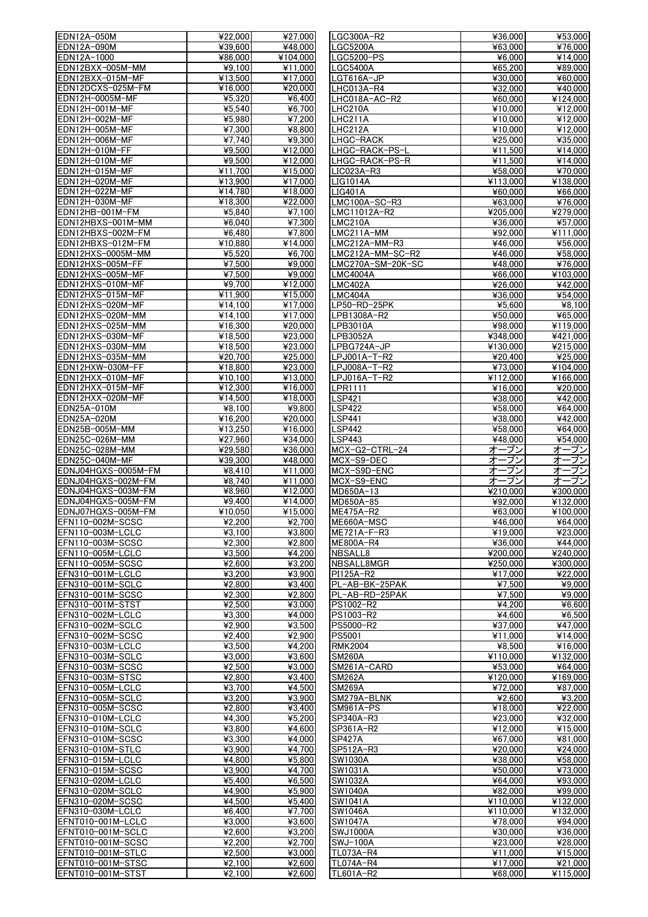| | | |
|---|---|---|
| EDN12A-050M | ¥22,000 | ¥27,000 |
| EDN12A-090M | ¥39,600 | ¥48,000 |
| EDN12A-1000 | ¥86,000 | ¥104,000 |
| EDN12BXX-005M-MM | ¥9,100 | ¥11,000 |
| EDN12BXX-015M-MF | ¥13,500 | ¥17,000 |
| EDN12DCXS-025M-FM | ¥16,000 | ¥20,000 |
| EDN12H-0005M-MF | ¥5,320 | ¥6,400 |
| EDN12H-001M-MF | ¥5,540 | ¥6,700 |
| EDN12H-002M-MF | ¥5,980 | ¥7,200 |
| EDN12H-005M-MF | ¥7,300 | ¥8,800 |
| EDN12H-006M-MF | ¥7,740 | ¥9,300 |
| EDN12H-010M-FF | ¥9,500 | ¥12,000 |
| EDN12H-010M-MF | ¥9,500 | ¥12,000 |
| EDN12H-015M-MF | ¥11,700 | ¥15,000 |
| EDN12H-020M-MF | ¥13,900 | ¥17,000 |
| EDN12H-022M-MF | ¥14,780 | ¥18,000 |
| EDN12H-030M-MF | ¥18,300 | ¥22,000 |
| EDN12HB-001M-FM | ¥5,840 | ¥7,100 |
| EDN12HBXS-001M-MM | ¥6,040 | ¥7,300 |
| EDN12HBXS-002M-FM | ¥6,480 | ¥7,800 |
| EDN12HBXS-012M-FM | ¥10,880 | ¥14,000 |
| EDN12HXS-0005M-MM | ¥5,520 | ¥6,700 |
| EDN12HXS-005M-FF | ¥7,500 | ¥9,000 |
| EDN12HXS-005M-MF | ¥7,500 | ¥9,000 |
| EDN12HXS-010M-MF | ¥9,700 | ¥12,000 |
| EDN12HXS-015M-MF | ¥11,900 | ¥15,000 |
| EDN12HXS-020M-MF | ¥14,100 | ¥17,000 |
| EDN12HXS-020M-MM | ¥14,100 | ¥17,000 |
| EDN12HXS-025M-MM | ¥16,300 | ¥20,000 |
| EDN12HXS-030M-MF | ¥18,500 | ¥23,000 |
| EDN12HXS-030M-MM | ¥18,500 | ¥23,000 |
| EDN12HXS-035M-MM | ¥20,700 | ¥25,000 |
| EDN12HXW-030M-FF | ¥18,800 | ¥23,000 |
| EDN12HXX-010M-MF | ¥10,100 | ¥13,000 |
| EDN12HXX-015M-MF | ¥12,300 | ¥16,000 |
| EDN12HXX-020M-MF | ¥14,500 | ¥18,000 |
| EDN25A-010M | ¥8,100 | ¥9,800 |
| EDN25A-020M | ¥16,200 | ¥20,000 |
| EDN25B-005M-MM | ¥13,250 | ¥16,000 |
| EDN25C-026M-MM | ¥27,960 | ¥34,000 |
| EDN25C-028M-MM | ¥29,580 | ¥36,000 |
| EDN25C-040M-MF | ¥39,300 | ¥48,000 |
| EDNJ04HGXS-0005M-FM | ¥8,410 | ¥11,000 |
| EDNJ04HGXS-002M-FM | ¥8,740 | ¥11,000 |
| EDNJ04HGXS-003M-FM | ¥8,960 | ¥12,000 |
| EDNJ04HGXS-005M-FM | ¥9,400 | ¥14,000 |
| EDNJ07HGXS-005M-FM | ¥10,050 | ¥15,000 |
| EFN110-002M-SCSC | ¥2,200 | ¥2,700 |
| EFN110-003M-LCLC | ¥3,100 | ¥3,800 |
| EFN110-003M-SCSC | ¥2,300 | ¥2,800 |
| EFN110-005M-LCLC | ¥3,500 | ¥4,200 |
| EFN110-005M-SCSC | ¥2,600 | ¥3,200 |
| EFN310-001M-LCLC | ¥3,200 | ¥3,900 |
| EFN310-001M-SCLC | ¥2,800 | ¥3,400 |
| EFN310-001M-SCSC | ¥2,300 | ¥2,800 |
| EFN310-001M-STST | ¥2,500 | ¥3,000 |
| EFN310-002M-LCLC | ¥3,300 | ¥4,000 |
| EFN310-002M-SCLC | ¥2,900 | ¥3,500 |
| EFN310-002M-SCSC | ¥2,400 | ¥2,900 |
| EFN310-003M-LCLC | ¥3,500 | ¥4,200 |
| EFN310-003M-SCLC | ¥3,000 | ¥3,600 |
| EFN310-003M-SCSC | ¥2,500 | ¥3,000 |
| EFN310-003M-STSC | ¥2,800 | ¥3,400 |
| EFN310-005M-LCLC | ¥3,700 | ¥4,500 |
| EFN310-005M-SCLC | ¥3,200 | ¥3,900 |
| EFN310-005M-SCSC | ¥2,800 | ¥3,400 |
| EFN310-010M-LCLC | ¥4,300 | ¥5,200 |
| EFN310-010M-SCLC | ¥3,800 | ¥4,600 |
| EFN310-010M-SCSC | ¥3,300 | ¥4,000 |
| EFN310-010M-STLC | ¥3,900 | ¥4,700 |
| EFN310-015M-LCLC | ¥4,800 | ¥5,800 |
| EFN310-015M-SCSC | ¥3,900 | ¥4,700 |
| EFN310-020M-LCLC | ¥5,400 | ¥6,500 |
| EFN310-020M-SCLC | ¥4,900 | ¥5,900 |
| EFN310-020M-SCSC | ¥4,500 | ¥5,400 |
| EFN310-030M-LCLC | ¥6,400 | ¥7,700 |
| EFNT010-001M-LCLC | ¥3,000 | ¥3,600 |
| EFNT010-001M-SCLC | ¥2,600 | ¥3,200 |
| EFNT010-001M-SCSC | ¥2,200 | ¥2,700 |
| EFNT010-001M-STLC | ¥2,500 | ¥3,000 |
| EFNT010-001M-STSC | ¥2,100 | ¥2,600 |
| EFNT010-001M-STST | ¥2,100 | ¥2,600 |
| LGC300A-R2 | ¥36,000 | ¥53,000 |
| LGC5200A | ¥63,000 | ¥76,000 |
| LGC5200-PS | ¥6,000 | ¥14,000 |
| LGC5400A | ¥65,200 | ¥89,000 |
| LGT616A-JP | ¥30,000 | ¥60,000 |
| LHC013A-R4 | ¥32,000 | ¥40,000 |
| LHC018A-AC-R2 | ¥60,000 | ¥124,000 |
| LHC210A | ¥10,000 | ¥12,000 |
| LHC211A | ¥10,000 | ¥12,000 |
| LHC212A | ¥10,000 | ¥12,000 |
| LHGC-RACK | ¥25,000 | ¥35,000 |
| LHGC-RACK-PS-L | ¥11,500 | ¥14,000 |
| LHGC-RACK-PS-R | ¥11,500 | ¥14,000 |
| LIC023A-R3 | ¥58,000 | ¥70,000 |
| LIG1014A | ¥113,000 | ¥138,000 |
| LIG401A | ¥60,000 | ¥66,000 |
| LMC100A-SC-R3 | ¥63,000 | ¥76,000 |
| LMC11012A-R2 | ¥205,000 | ¥279,000 |
| LMC210A | ¥36,000 | ¥57,000 |
| LMC211A-MM | ¥92,000 | ¥111,000 |
| LMC212A-MM-R3 | ¥46,000 | ¥56,000 |
| LMC212A-MM-SC-R2 | ¥46,000 | ¥58,000 |
| LMC270A-SM-20K-SC | ¥48,000 | ¥76,000 |
| LMC4004A | ¥66,000 | ¥103,000 |
| LMC402A | ¥26,000 | ¥42,000 |
| LMC404A | ¥36,000 | ¥54,000 |
| LP50-RD-25PK | ¥5,600 | ¥8,100 |
| LPB1308A-R2 | ¥50,000 | ¥65,000 |
| LPB3010A | ¥98,000 | ¥119,000 |
| LPB3052A | ¥348,000 | ¥421,000 |
| LPBG724A-JP | ¥130,000 | ¥215,000 |
| LPJ001A-T-R2 | ¥20,400 | ¥25,000 |
| LPJ008A-T-R2 | ¥73,000 | ¥104,000 |
| LPJ016A-T-R2 | ¥112,000 | ¥166,000 |
| LPR1111 | ¥16,000 | ¥20,000 |
| LSP421 | ¥38,000 | ¥42,000 |
| LSP422 | ¥58,000 | ¥64,000 |
| LSP441 | ¥38,000 | ¥42,000 |
| LSP442 | ¥58,000 | ¥64,000 |
| LSP443 | ¥48,000 | ¥54,000 |
| MCX-G2-CTRL-24 | オープン | オープン |
| MCX-S9-DEC | オープン | オープン |
| MCX-S9D-ENC | オープン | オープン |
| MCX-S9-ENC | オープン | オープン |
| MD650A-13 | ¥210,000 | ¥300,000 |
| MD650A-85 | ¥92,000 | ¥132,000 |
| ME475A-R2 | ¥63,000 | ¥100,000 |
| ME660A-MSC | ¥46,000 | ¥64,000 |
| ME721A-F-R3 | ¥19,000 | ¥23,000 |
| ME800A-R4 | ¥36,000 | ¥44,000 |
| NBSALL8 | ¥200,000 | ¥240,000 |
| NBSALL8MGR | ¥250,000 | ¥300,000 |
| PI125A-R2 | ¥17,000 | ¥22,000 |
| PL-AB-BK-25PAK | ¥7,500 | ¥9,000 |
| PL-AB-RD-25PAK | ¥7,500 | ¥9,000 |
| PS1002-R2 | ¥4,200 | ¥6,600 |
| PS1003-R2 | ¥4,600 | ¥6,500 |
| PS5000-R2 | ¥37,000 | ¥47,000 |
| PS5001 | ¥11,000 | ¥14,000 |
| RMK2004 | ¥8,500 | ¥16,000 |
| SM260A | ¥110,000 | ¥132,000 |
| SM261A-CARD | ¥53,000 | ¥64,000 |
| SM262A | ¥120,000 | ¥169,000 |
| SM269A | ¥72,000 | ¥87,000 |
| SM279A-BLNK | ¥2,600 | ¥3,200 |
| SM961A-PS | ¥18,000 | ¥22,000 |
| SP340A-R3 | ¥23,000 | ¥32,000 |
| SP361A-R2 | ¥12,000 | ¥15,000 |
| SP427A | ¥67,000 | ¥81,000 |
| SP512A-R3 | ¥20,000 | ¥24,000 |
| SW1030A | ¥38,000 | ¥58,000 |
| SW1031A | ¥50,000 | ¥73,000 |
| SW1032A | ¥64,000 | ¥93,000 |
| SW1040A | ¥82,000 | ¥99,000 |
| SW1041A | ¥110,000 | ¥132,000 |
| SW1046A | ¥110,000 | ¥132,000 |
| SW1047A | ¥78,000 | ¥94,000 |
| SWJ1000A | ¥30,000 | ¥36,000 |
| SWJ-100A | ¥23,000 | ¥28,000 |
| TL073A-R4 | ¥11,000 | ¥15,000 |
| TL074A-R4 | ¥17,000 | ¥21,000 |
| TL601A-R2 | ¥68,000 | ¥115,000 |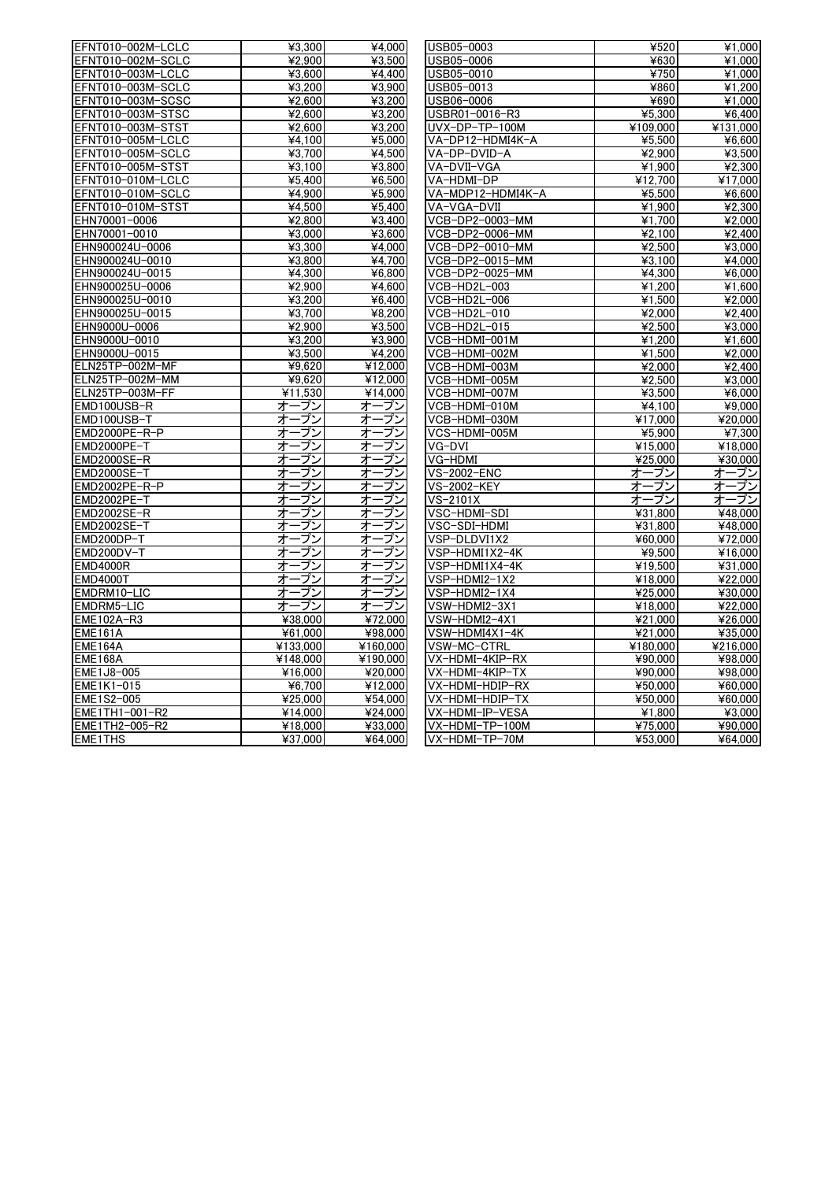| | | |
|---|---|---|
| EFNT010-002M-LCLC | ¥3,300 | ¥4,000 |
| EFNT010-002M-SCLC | ¥2,900 | ¥3,500 |
| EFNT010-003M-LCLC | ¥3,600 | ¥4,400 |
| EFNT010-003M-SCLC | ¥3,200 | ¥3,900 |
| EFNT010-003M-SCSC | ¥2,600 | ¥3,200 |
| EFNT010-003M-STSC | ¥2,600 | ¥3,200 |
| EFNT010-003M-STST | ¥2,600 | ¥3,200 |
| EFNT010-005M-LCLC | ¥4,100 | ¥5,000 |
| EFNT010-005M-SCLC | ¥3,700 | ¥4,500 |
| EFNT010-005M-STST | ¥3,100 | ¥3,800 |
| EFNT010-010M-LCLC | ¥5,400 | ¥6,500 |
| EFNT010-010M-SCLC | ¥4,900 | ¥5,900 |
| EFNT010-010M-STST | ¥4,500 | ¥5,400 |
| EHN70001-0006 | ¥2,800 | ¥3,400 |
| EHN70001-0010 | ¥3,000 | ¥3,600 |
| EHN900024U-0006 | ¥3,300 | ¥4,000 |
| EHN900024U-0010 | ¥3,800 | ¥4,700 |
| EHN900024U-0015 | ¥4,300 | ¥6,800 |
| EHN900025U-0006 | ¥2,900 | ¥4,600 |
| EHN900025U-0010 | ¥3,200 | ¥6,400 |
| EHN900025U-0015 | ¥3,700 | ¥8,200 |
| EHN9000U-0006 | ¥2,900 | ¥3,500 |
| EHN9000U-0010 | ¥3,200 | ¥3,900 |
| EHN9000U-0015 | ¥3,500 | ¥4,200 |
| ELN25TP-002M-MF | ¥9,620 | ¥12,000 |
| ELN25TP-002M-MM | ¥9,620 | ¥12,000 |
| ELN25TP-003M-FF | ¥11,530 | ¥14,000 |
| EMD100USB-R | オープン | オープン |
| EMD100USB-T | オープン | オープン |
| EMD2000PE-R-P | オープン | オープン |
| EMD2000PE-T | オープン | オープン |
| EMD2000SE-R | オープン | オープン |
| EMD2000SE-T | オープン | オープン |
| EMD2002PE-R-P | オープン | オープン |
| EMD2002PE-T | オープン | オープン |
| EMD2002SE-R | オープン | オープン |
| EMD2002SE-T | オープン | オープン |
| EMD200DP-T | オープン | オープン |
| EMD200DV-T | オープン | オープン |
| EMD4000R | オープン | オープン |
| EMD4000T | オープン | オープン |
| EMDRM10-LIC | オープン | オープン |
| EMDRM5-LIC | オープン | オープン |
| EME102A-R3 | ¥38,000 | ¥72,000 |
| EME161A | ¥61,000 | ¥98,000 |
| EME164A | ¥133,000 | ¥160,000 |
| EME168A | ¥148,000 | ¥190,000 |
| EME1J8-005 | ¥16,000 | ¥20,000 |
| EME1K1-015 | ¥6,700 | ¥12,000 |
| EME1S2-005 | ¥25,000 | ¥54,000 |
| EME1TH1-001-R2 | ¥14,000 | ¥24,000 |
| EME1TH2-005-R2 | ¥18,000 | ¥33,000 |
| EME1THS | ¥37,000 | ¥64,000 |
| USB05-0003 | ¥520 | ¥1,000 |
| USB05-0006 | ¥630 | ¥1,000 |
| USB05-0010 | ¥750 | ¥1,000 |
| USB05-0013 | ¥860 | ¥1,200 |
| USB06-0006 | ¥690 | ¥1,000 |
| USBR01-0016-R3 | ¥5,300 | ¥6,400 |
| UVX-DP-TP-100M | ¥109,000 | ¥131,000 |
| VA-DP12-HDMI4K-A | ¥5,500 | ¥6,600 |
| VA-DP-DVID-A | ¥2,900 | ¥3,500 |
| VA-DVII-VGA | ¥1,900 | ¥2,300 |
| VA-HDMI-DP | ¥12,700 | ¥17,000 |
| VA-MDP12-HDMI4K-A | ¥5,500 | ¥6,600 |
| VA-VGA-DVII | ¥1,900 | ¥2,300 |
| VCB-DP2-0003-MM | ¥1,700 | ¥2,000 |
| VCB-DP2-0006-MM | ¥2,100 | ¥2,400 |
| VCB-DP2-0010-MM | ¥2,500 | ¥3,000 |
| VCB-DP2-0015-MM | ¥3,100 | ¥4,000 |
| VCB-DP2-0025-MM | ¥4,300 | ¥6,000 |
| VCB-HD2L-003 | ¥1,200 | ¥1,600 |
| VCB-HD2L-006 | ¥1,500 | ¥2,000 |
| VCB-HD2L-010 | ¥2,000 | ¥2,400 |
| VCB-HD2L-015 | ¥2,500 | ¥3,000 |
| VCB-HDMI-001M | ¥1,200 | ¥1,600 |
| VCB-HDMI-002M | ¥1,500 | ¥2,000 |
| VCB-HDMI-003M | ¥2,000 | ¥2,400 |
| VCB-HDMI-005M | ¥2,500 | ¥3,000 |
| VCB-HDMI-007M | ¥3,500 | ¥6,000 |
| VCB-HDMI-010M | ¥4,100 | ¥9,000 |
| VCB-HDMI-030M | ¥17,000 | ¥20,000 |
| VCS-HDMI-005M | ¥5,900 | ¥7,300 |
| VG-DVI | ¥15,000 | ¥18,000 |
| VG-HDMI | ¥25,000 | ¥30,000 |
| VS-2002-ENC | オープン | オープン |
| VS-2002-KEY | オープン | オープン |
| VS-2101X | オープン | オープン |
| VSC-HDMI-SDI | ¥31,800 | ¥48,000 |
| VSC-SDI-HDMI | ¥31,800 | ¥48,000 |
| VSP-DLDVI1X2 | ¥60,000 | ¥72,000 |
| VSP-HDMI1X2-4K | ¥9,500 | ¥16,000 |
| VSP-HDMI1X4-4K | ¥19,500 | ¥31,000 |
| VSP-HDMI2-1X2 | ¥18,000 | ¥22,000 |
| VSP-HDMI2-1X4 | ¥25,000 | ¥30,000 |
| VSW-HDMI2-3X1 | ¥18,000 | ¥22,000 |
| VSW-HDMI2-4X1 | ¥21,000 | ¥26,000 |
| VSW-HDMI4X1-4K | ¥21,000 | ¥35,000 |
| VSW-MC-CTRL | ¥180,000 | ¥216,000 |
| VX-HDMI-4KIP-RX | ¥90,000 | ¥98,000 |
| VX-HDMI-4KIP-TX | ¥90,000 | ¥98,000 |
| VX-HDMI-HDIP-RX | ¥50,000 | ¥60,000 |
| VX-HDMI-HDIP-TX | ¥50,000 | ¥60,000 |
| VX-HDMI-IP-VESA | ¥1,800 | ¥3,000 |
| VX-HDMI-TP-100M | ¥75,000 | ¥90,000 |
| VX-HDMI-TP-70M | ¥53,000 | ¥64,000 |